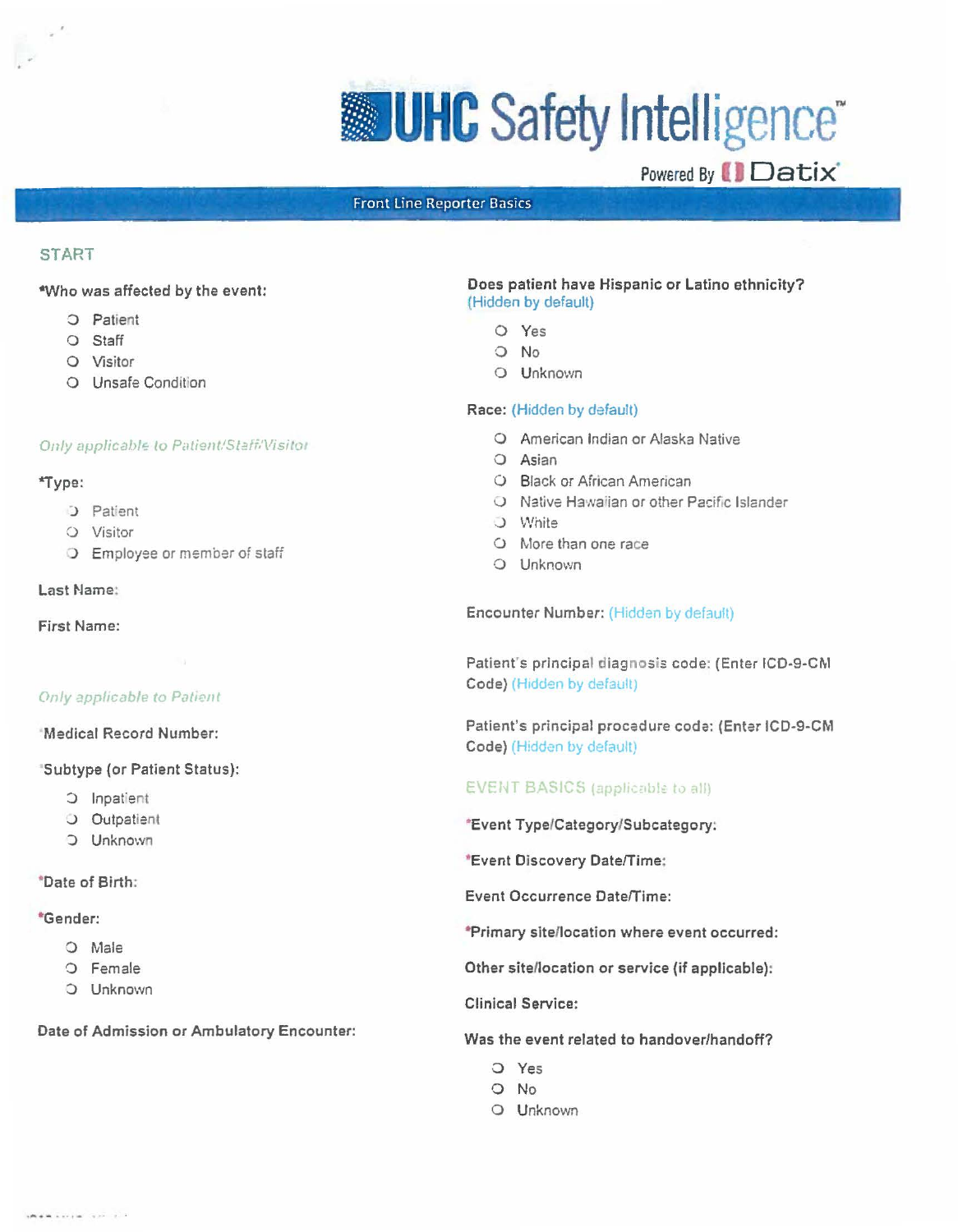# UHC Safety Intelligence™

Powered By Datix

## Front Line Reporter Basics

### START

***Who was affected by the event:**

- ❍ Patient
- ❍ Staff
- ❍ Visitor
- ❍ Unsafe Condition

*Only applicable to Patient/Staff/Visitor*

***Type:**

- ❍ Patient
- ❍ Visitor
- ❍ Employee or member of staff

**Last Name:**

**First Name:**

*Only applicable to Patient*

***Medical Record Number:**

***Subtype (or Patient Status):**

- ❍ Inpatient
- ❍ Outpatient
- ❍ Unknown

***Date of Birth:**

***Gender:**

- ❍ Male
- ❍ Female
- ❍ Unknown

**Date of Admission or Ambulatory Encounter:**

**Does patient have Hispanic or Latino ethnicity?** (Hidden by default)

- ❍ Yes
- ❍ No
- ❍ Unknown

**Race:** (Hidden by default)

- ❍ American Indian or Alaska Native
- ❍ Asian
- ❍ Black or African American
- ❍ Native Hawaiian or other Pacific Islander
- ❍ White
- ❍ More than one race
- ❍ Unknown

**Encounter Number:** (Hidden by default)

**Patient's principal diagnosis code: (Enter ICD-9-CM Code)** (Hidden by default)

**Patient's principal procedure code: (Enter ICD-9-CM Code)** (Hidden by default)

### EVENT BASICS (applicable to all)

***Event Type/Category/Subcategory:**

***Event Discovery Date/Time:**

**Event Occurrence Date/Time:**

***Primary site/location where event occurred:**

**Other site/location or service (if applicable):**

**Clinical Service:**

**Was the event related to handover/handoff?**

- ❍ Yes
- ❍ No
- ❍ Unknown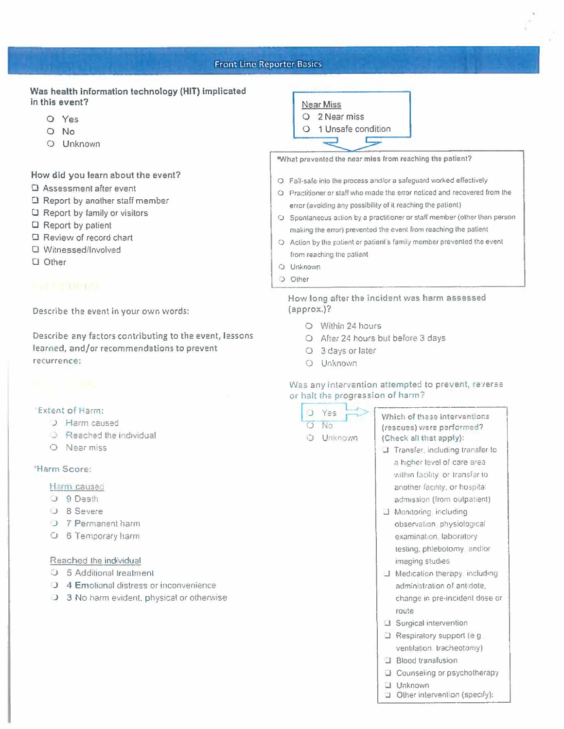## Front Line Reporter Basics

**Was health information technology (HIT) implicated in this event?**

- ○ Yes
- ○ No
- ○ Unknown

**How did you learn about the event?**

- ☐ Assessment after event
- ☐ Report by another staff member
- ☐ Report by family or visitors
- ☐ Report by patient
- ☐ Review of record chart
- ☐ Witnessed/Involved
- ☐ Other

Describe the event in your own words:

Describe any factors contributing to the event, lessons learned, and/or recommendations to prevent recurrence:

*Extent of Harm:

- ○ Harm caused
- ○ Reached the individual
- ○ Near miss

*Harm Score:

Harm caused

- ○ 9 Death
- ○ 8 Severe
- ○ 7 Permanent harm
- ○ 6 Temporary harm

Reached the individual

- ○ 5 Additional treatment
- ○ 4 Emotional distress or inconvenience
- ○ 3 No harm evident, physical or otherwise

Near Miss

- ○ 2 Near miss
- ○ 1 Unsafe condition

*What prevented the near miss from reaching the patient?

- ○ Fail-safe into the process and/or a safeguard worked effectively
- ○ Practitioner or staff who made the error noticed and recovered from the error (avoiding any possibility of it reaching the patient)
- ○ Spontaneous action by a practitioner or staff member (other than person making the error) prevented the event from reaching the patient
- ○ Action by the patient or patient's family member prevented the event from reaching the patient
- ○ Unknown
- ○ Other

How long after the incident was harm assessed (approx.)?

- ○ Within 24 hours
- ○ After 24 hours but before 3 days
- ○ 3 days or later
- ○ Unknown

Was any intervention attempted to prevent, reverse or halt the progression of harm?

- ○ Yes
- ○ No
- ○ Unknown

Which of these interventions (rescues) were performed? (Check all that apply):

- ☐ Transfer, including transfer to a higher level of care area within facility, or transfer to another facility, or hospital admission (from outpatient)
- ☐ Monitoring, including observation, physiological examination, laboratory testing, phlebotomy, and/or imaging studies
- ☐ Medication therapy, including administration of antidote, change in pre-incident dose or route
- ☐ Surgical intervention
- ☐ Respiratory support (e.g., ventilation, tracheotomy)
- ☐ Blood transfusion
- ☐ Counseling or psychotherapy
- ☐ Unknown
- ☐ Other intervention (specify):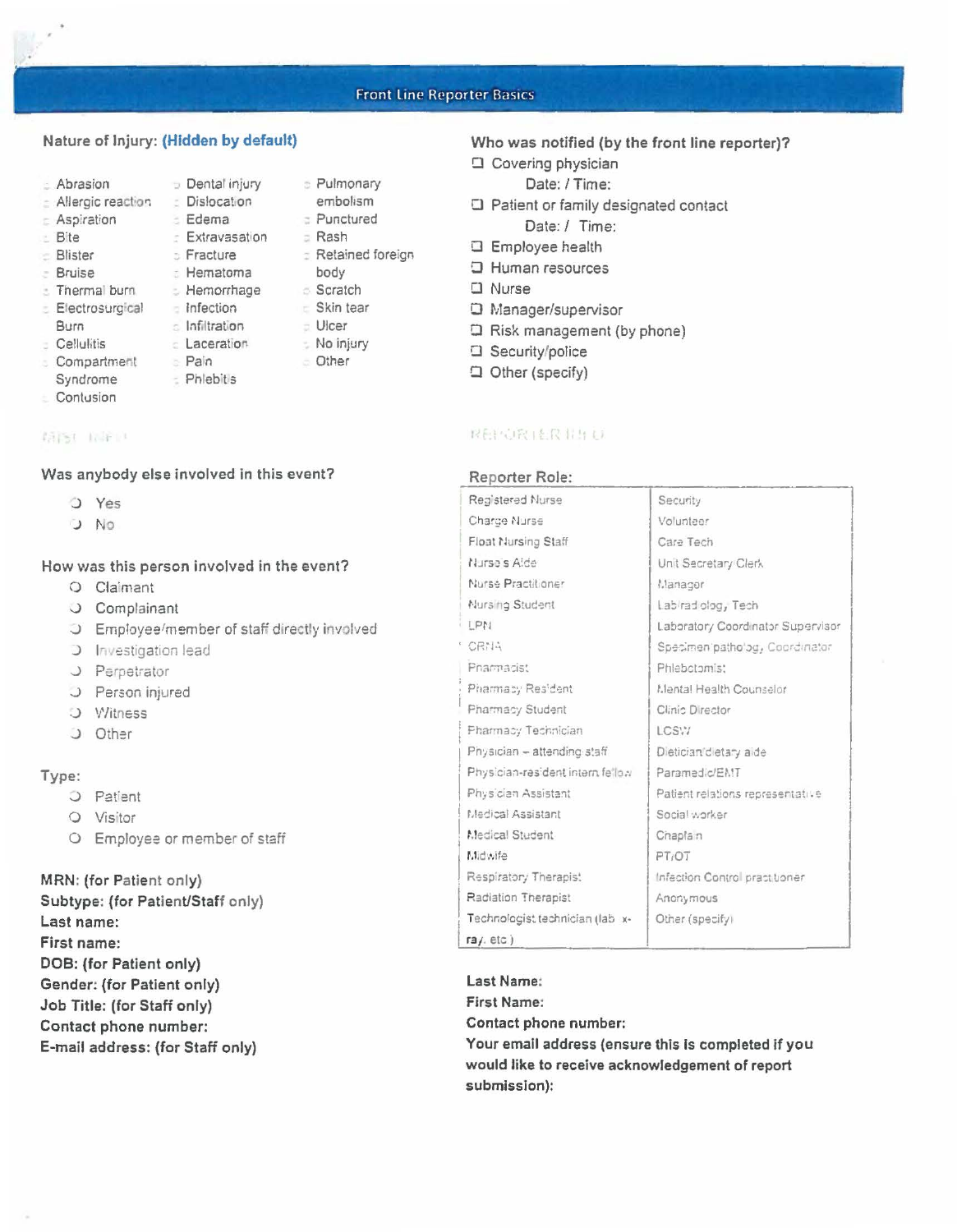## Front Line Reporter Basics

**Nature of Injury: (Hidden by default)**

- Abrasion
- Allergic reaction
- Aspiration
- Bite
- Blister
- Bruise
- Thermal burn
- Electrosurgical Burn
- Cellulitis
- Compartment Syndrome
- Contusion
- Dental injury
- Dislocation
- Edema
- Extravasation
- Fracture
- Hematoma
- Hemorrhage
- Infection
- Infiltration
- Laceration
- Pain
- Phlebitis
- Pulmonary embolism
- Punctured
- Rash
- Retained foreign body
- Scratch
- Skin tear
- Ulcer
- No injury
- Other

**Who was notified (by the front line reporter)?**

- ☐ Covering physician
  Date: / Time:
- ☐ Patient or family designated contact
  Date: / Time:
- ☐ Employee health
- ☐ Human resources
- ☐ Nurse
- ☐ Manager/supervisor
- ☐ Risk management (by phone)
- ☐ Security/police
- ☐ Other (specify)

### MPST INFO

**Was anybody else involved in this event?**

- ○ Yes
- ○ No

**How was this person involved in the event?**

- ○ Claimant
- ○ Complainant
- ○ Employee/member of staff directly involved
- ○ Investigation lead
- ○ Perpetrator
- ○ Person injured
- ○ Witness
- ○ Other

**Type:**

- ○ Patient
- ○ Visitor
- ○ Employee or member of staff

**MRN: (for Patient only)**
**Subtype: (for Patient/Staff only)**
**Last name:**
**First name:**
**DOB: (for Patient only)**
**Gender: (for Patient only)**
**Job Title: (for Staff only)**
**Contact phone number:**
**E-mail address: (for Staff only)**

### REPORTER INFO

**Reporter Role:**

| | |
|---|---|
| Registered Nurse | Security |
| Charge Nurse | Volunteer |
| Float Nursing Staff | Care Tech |
| Nurse's Aide | Unit Secretary Clerk |
| Nurse Practitioner | Manager |
| Nursing Student | Lab radiology Tech |
| LPN | Laboratory Coordinator Supervisor |
| CRNA | Specimen pathology Coordinator |
| Pharmacist | Phlebotomist |
| Pharmacy Resident | Mental Health Counselor |
| Pharmacy Student | Clinic Director |
| Pharmacy Technician | LCSW |
| Physician – attending staff | Dietician/dietary aide |
| Physician-resident intern fellow | Paramedic/EMT |
| Physician Assistant | Patient relations representative |
| Medical Assistant | Social worker |
| Medical Student | Chaplain |
| Midwife | PT/OT |
| Respiratory Therapist | Infection Control practitioner |
| Radiation Therapist | Anonymous |
| Technologist technician (lab x-ray, etc.) | Other (specify) |

**Last Name:**
**First Name:**
**Contact phone number:**
**Your email address (ensure this is completed if you would like to receive acknowledgement of report submission):**